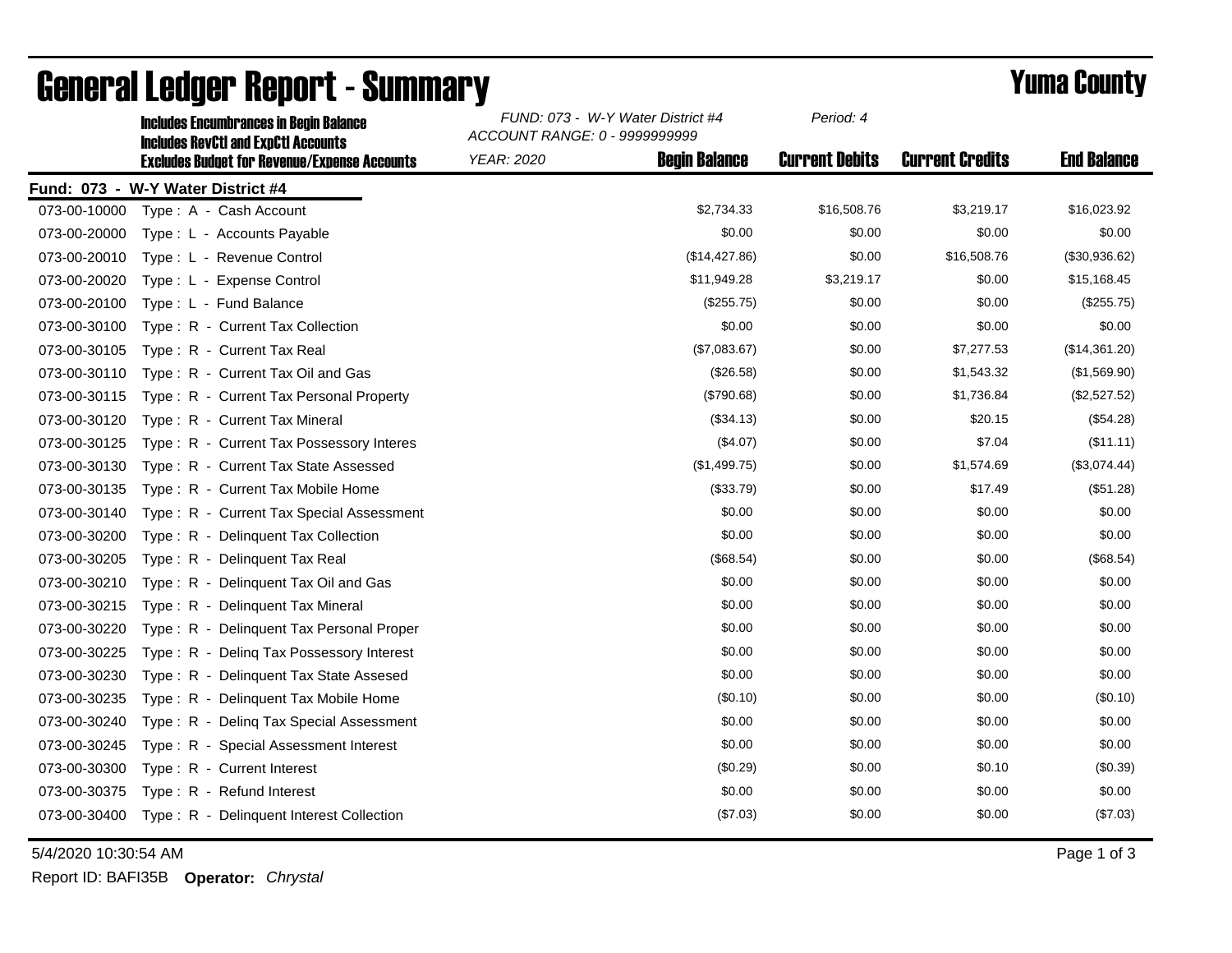# General Ledger Report - Summary

## Yuma County

**Includes Encumbrances in Begin Balance**
**Includes RevCtl and ExpCtl Accounts**
**Excludes Budget for Revenue/Expense Accounts**

*FUND: 073 - W-Y Water District #4*
*ACCOUNT RANGE: 0 - 9999999999*
*YEAR: 2020*
*Period: 4*

**Fund: 073 - W-Y Water District #4**

| Account | Description | Begin Balance | Current Debits | Current Credits | End Balance |
|---|---|---|---|---|---|
| 073-00-10000 | Type : A - Cash Account | $2,734.33 | $16,508.76 | $3,219.17 | $16,023.92 |
| 073-00-20000 | Type : L - Accounts Payable | $0.00 | $0.00 | $0.00 | $0.00 |
| 073-00-20010 | Type : L - Revenue Control | ($14,427.86) | $0.00 | $16,508.76 | ($30,936.62) |
| 073-00-20020 | Type : L - Expense Control | $11,949.28 | $3,219.17 | $0.00 | $15,168.45 |
| 073-00-20100 | Type : L - Fund Balance | ($255.75) | $0.00 | $0.00 | ($255.75) |
| 073-00-30100 | Type : R - Current Tax Collection | $0.00 | $0.00 | $0.00 | $0.00 |
| 073-00-30105 | Type : R - Current Tax Real | ($7,083.67) | $0.00 | $7,277.53 | ($14,361.20) |
| 073-00-30110 | Type : R - Current Tax Oil and Gas | ($26.58) | $0.00 | $1,543.32 | ($1,569.90) |
| 073-00-30115 | Type : R - Current Tax Personal Property | ($790.68) | $0.00 | $1,736.84 | ($2,527.52) |
| 073-00-30120 | Type : R - Current Tax Mineral | ($34.13) | $0.00 | $20.15 | ($54.28) |
| 073-00-30125 | Type : R - Current Tax Possessory Interes | ($4.07) | $0.00 | $7.04 | ($11.11) |
| 073-00-30130 | Type : R - Current Tax State Assessed | ($1,499.75) | $0.00 | $1,574.69 | ($3,074.44) |
| 073-00-30135 | Type : R - Current Tax Mobile Home | ($33.79) | $0.00 | $17.49 | ($51.28) |
| 073-00-30140 | Type : R - Current Tax Special Assessment | $0.00 | $0.00 | $0.00 | $0.00 |
| 073-00-30200 | Type : R - Delinquent Tax Collection | $0.00 | $0.00 | $0.00 | $0.00 |
| 073-00-30205 | Type : R - Delinquent Tax Real | ($68.54) | $0.00 | $0.00 | ($68.54) |
| 073-00-30210 | Type : R - Delinquent Tax Oil and Gas | $0.00 | $0.00 | $0.00 | $0.00 |
| 073-00-30215 | Type : R - Delinquent Tax Mineral | $0.00 | $0.00 | $0.00 | $0.00 |
| 073-00-30220 | Type : R - Delinquent Tax Personal Proper | $0.00 | $0.00 | $0.00 | $0.00 |
| 073-00-30225 | Type : R - Delinq Tax Possessory Interest | $0.00 | $0.00 | $0.00 | $0.00 |
| 073-00-30230 | Type : R - Delinquent Tax State Assesed | $0.00 | $0.00 | $0.00 | $0.00 |
| 073-00-30235 | Type : R - Delinquent Tax Mobile Home | ($0.10) | $0.00 | $0.00 | ($0.10) |
| 073-00-30240 | Type : R - Delinq Tax Special Assessment | $0.00 | $0.00 | $0.00 | $0.00 |
| 073-00-30245 | Type : R - Special Assessment Interest | $0.00 | $0.00 | $0.00 | $0.00 |
| 073-00-30300 | Type : R - Current Interest | ($0.29) | $0.00 | $0.10 | ($0.39) |
| 073-00-30375 | Type : R - Refund Interest | $0.00 | $0.00 | $0.00 | $0.00 |
| 073-00-30400 | Type : R - Delinquent Interest Collection | ($7.03) | $0.00 | $0.00 | ($7.03) |

5/4/2020 10:30:54 AM

Report ID: BAFI35B **Operator:** *Chrystal*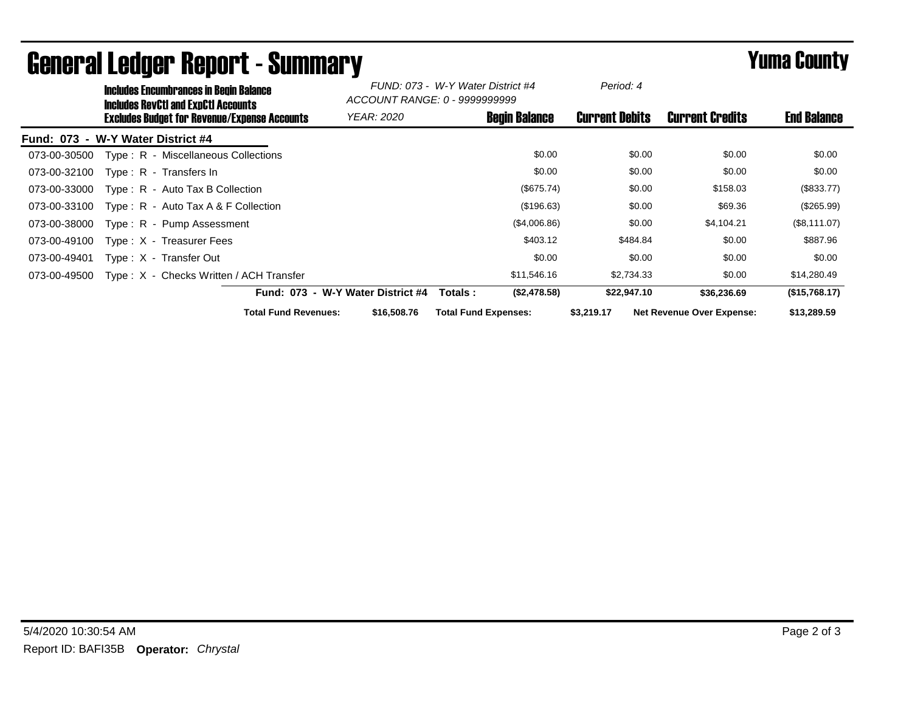# General Ledger Report - Summary

**Yuma County**

**Includes Encumbrances in Begin Balance**
**Includes RevCtl and ExpCtl Accounts**
**Excludes Budget for Revenue/Expense Accounts**

*FUND: 073 - W-Y Water District #4*
*ACCOUNT RANGE: 0 - 9999999999*
*YEAR: 2020*
*Period: 4*

**Fund: 073 - W-Y Water District #4**

| Account | Description | Begin Balance | Current Debits | Current Credits | End Balance |
|---|---|---|---|---|---|
| 073-00-30500 | Type : R - Miscellaneous Collections | $0.00 | $0.00 | $0.00 | $0.00 |
| 073-00-32100 | Type : R - Transfers In | $0.00 | $0.00 | $0.00 | $0.00 |
| 073-00-33000 | Type : R - Auto Tax B Collection | ($675.74) | $0.00 | $158.03 | ($833.77) |
| 073-00-33100 | Type : R - Auto Tax A & F Collection | ($196.63) | $0.00 | $69.36 | ($265.99) |
| 073-00-38000 | Type : R - Pump Assessment | ($4,006.86) | $0.00 | $4,104.21 | ($8,111.07) |
| 073-00-49100 | Type : X - Treasurer Fees | $403.12 | $484.84 | $0.00 | $887.96 |
| 073-00-49401 | Type : X - Transfer Out | $0.00 | $0.00 | $0.00 | $0.00 |
| 073-00-49500 | Type : X - Checks Written / ACH Transfer | $11,546.16 | $2,734.33 | $0.00 | $14,280.49 |
| | **Fund: 073 - W-Y Water District #4 Totals :** | **($2,478.58)** | **$22,947.10** | **$36,236.69** | **($15,768.17)** |

**Total Fund Revenues:** **$16,508.76** **Total Fund Expenses:** **$3,219.17** **Net Revenue Over Expense:** **$13,289.59**

5/4/2020 10:30:54 AM

Report ID: BAFI35B **Operator:** *Chrystal*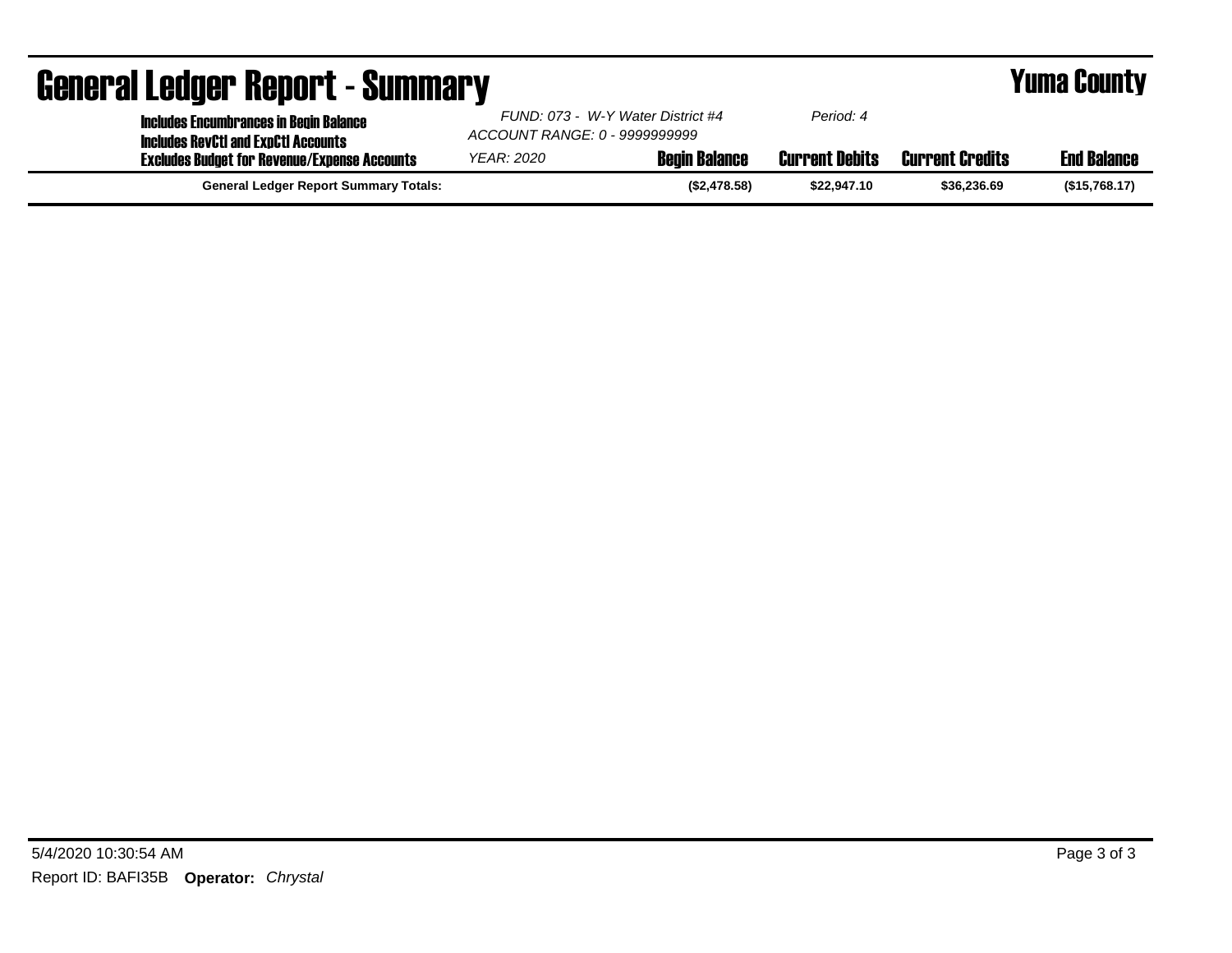# General Ledger Report - Summary

**Yuma County**

**Includes Encumbrances in Begin Balance**
**Includes RevCtl and ExpCtl Accounts**
**Excludes Budget for Revenue/Expense Accounts**

*FUND: 073 - W-Y Water District #4*
*ACCOUNT RANGE: 0 - 9999999999*
*YEAR: 2020*
*Period: 4*

| | Begin Balance | Current Debits | Current Credits | End Balance |
|---|---|---|---|---|
| **General Ledger Report Summary Totals:** | **($2,478.58)** | **$22,947.10** | **$36,236.69** | **($15,768.17)** |

5/4/2020 10:30:54 AM

Report ID: BAFI35B **Operator:** *Chrystal*